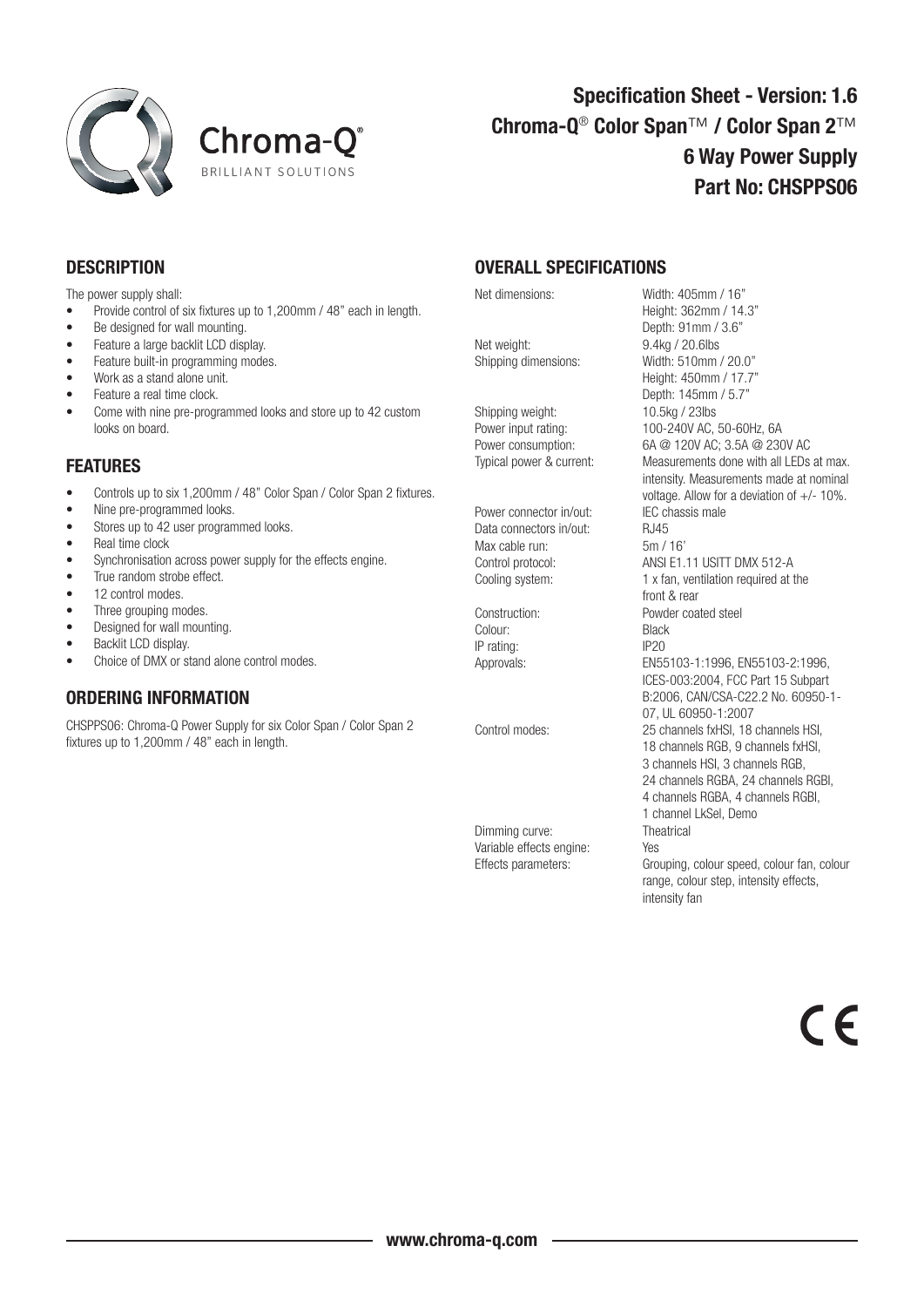# Specification Sheet - Version: 1.6

## Chroma-Q® Color Span™ / Color Span 2™

## 6 Way Power Supply

## Part No: CHSPPS06

Chroma-Q®

BRILLIANT SOLUTIONS

## DESCRIPTION

The power supply shall:

- Provide control of six fixtures up to 1,200mm / 48" each in length.
- Be designed for wall mounting.
- Feature a large backlit LCD display.
- Feature built-in programming modes.
- Work as a stand alone unit.
- Feature a real time clock.
- Come with nine pre-programmed looks and store up to 42 custom looks on board.

## FEATURES

- Controls up to six 1,200mm / 48" Color Span / Color Span 2 fixtures.
- Nine pre-programmed looks.
- Stores up to 42 user programmed looks.
- Real time clock
- Synchronisation across power supply for the effects engine.
- True random strobe effect.
- 12 control modes.
- Three grouping modes.
- Designed for wall mounting.
- Backlit LCD display.
- Choice of DMX or stand alone control modes.

## ORDERING INFORMATION

CHSPPS06: Chroma-Q Power Supply for six Color Span / Color Span 2 fixtures up to 1,200mm / 48" each in length.

## OVERALL SPECIFICATIONS

| | |
|---|---|
| Net dimensions: | Width: 405mm / 16"<br>Height: 362mm / 14.3"<br>Depth: 91mm / 3.6" |
| Net weight: | 9.4kg / 20.6lbs |
| Shipping dimensions: | Width: 510mm / 20.0"<br>Height: 450mm / 17.7"<br>Depth: 145mm / 5.7" |
| Shipping weight: | 10.5kg / 23lbs |
| Power input rating: | 100-240V AC, 50-60Hz, 6A |
| Power consumption: | 6A @ 120V AC; 3.5A @ 230V AC |
| Typical power & current: | Measurements done with all LEDs at max. intensity. Measurements made at nominal voltage. Allow for a deviation of +/- 10%. |
| Power connector in/out: | IEC chassis male |
| Data connectors in/out: | RJ45 |
| Max cable run: | 5m / 16' |
| Control protocol: | ANSI E1.11 USITT DMX 512-A |
| Cooling system: | 1 x fan, ventilation required at the front & rear |
| Construction: | Powder coated steel |
| Colour: | Black |
| IP rating: | IP20 |
| Approvals: | EN55103-1:1996, EN55103-2:1996, ICES-003:2004, FCC Part 15 Subpart B:2006, CAN/CSA-C22.2 No. 60950-1-07, UL 60950-1:2007 |
| Control modes: | 25 channels fxHSI, 18 channels HSI, 18 channels RGB, 9 channels fxHSI, 3 channels HSI, 3 channels RGB, 24 channels RGBA, 24 channels RGBI, 4 channels RGBA, 4 channels RGBI, 1 channel LkSel, Demo |
| Dimming curve: | Theatrical |
| Variable effects engine: | Yes |
| Effects parameters: | Grouping, colour speed, colour fan, colour range, colour step, intensity effects, intensity fan |

CE

www.chroma-q.com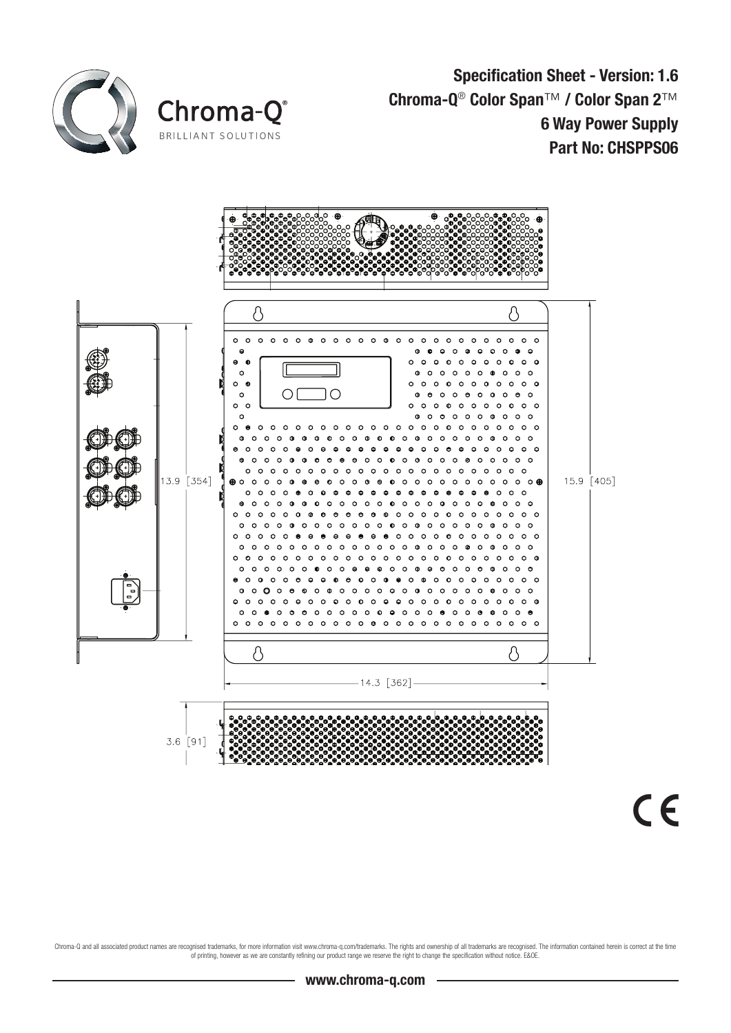**Specification Sheet - Version: 1.6**
**Chroma-Q® Color Span™ / Color Span 2™**
**6 Way Power Supply**
**Part No: CHSPPS06**

13.9 [354]

15.9 [405]

14.3 [362]

3.6 [91]

Chroma-Q and all associated product names are recognised trademarks, for more information visit www.chroma-q.com/trademarks. The rights and ownership of all trademarks are recognised. The information contained herein is correct at the time of printing, however as we are constantly refining our product range we reserve the right to change the specification without notice. E&OE.

**www.chroma-q.com**